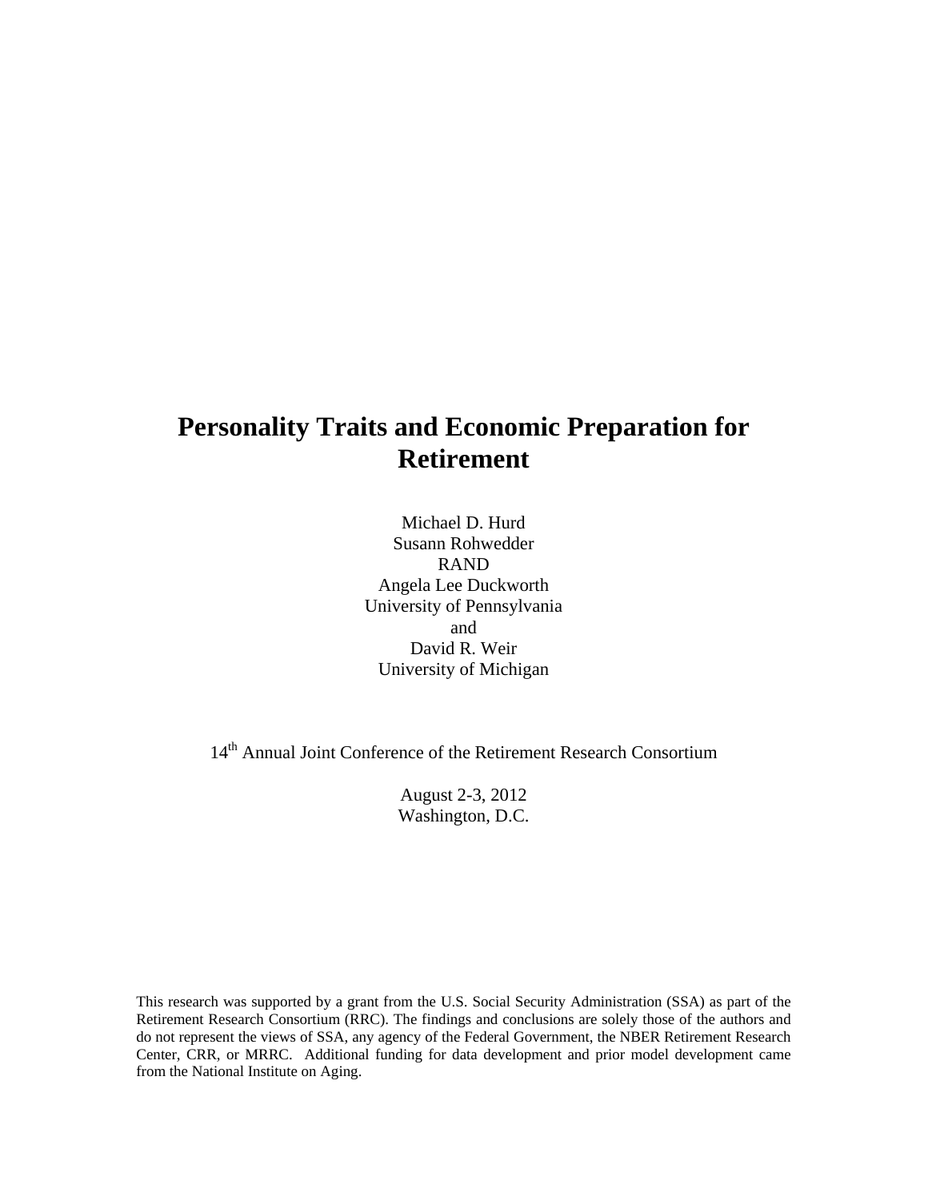# Personality Traits and Economic Preparation for Retirement

Michael D. Hurd
Susann Rohwedder
RAND
Angela Lee Duckworth
University of Pennsylvania
and
David R. Weir
University of Michigan

14th Annual Joint Conference of the Retirement Research Consortium

August 2-3, 2012
Washington, D.C.

This research was supported by a grant from the U.S. Social Security Administration (SSA) as part of the Retirement Research Consortium (RRC). The findings and conclusions are solely those of the authors and do not represent the views of SSA, any agency of the Federal Government, the NBER Retirement Research Center, CRR, or MRRC. Additional funding for data development and prior model development came from the National Institute on Aging.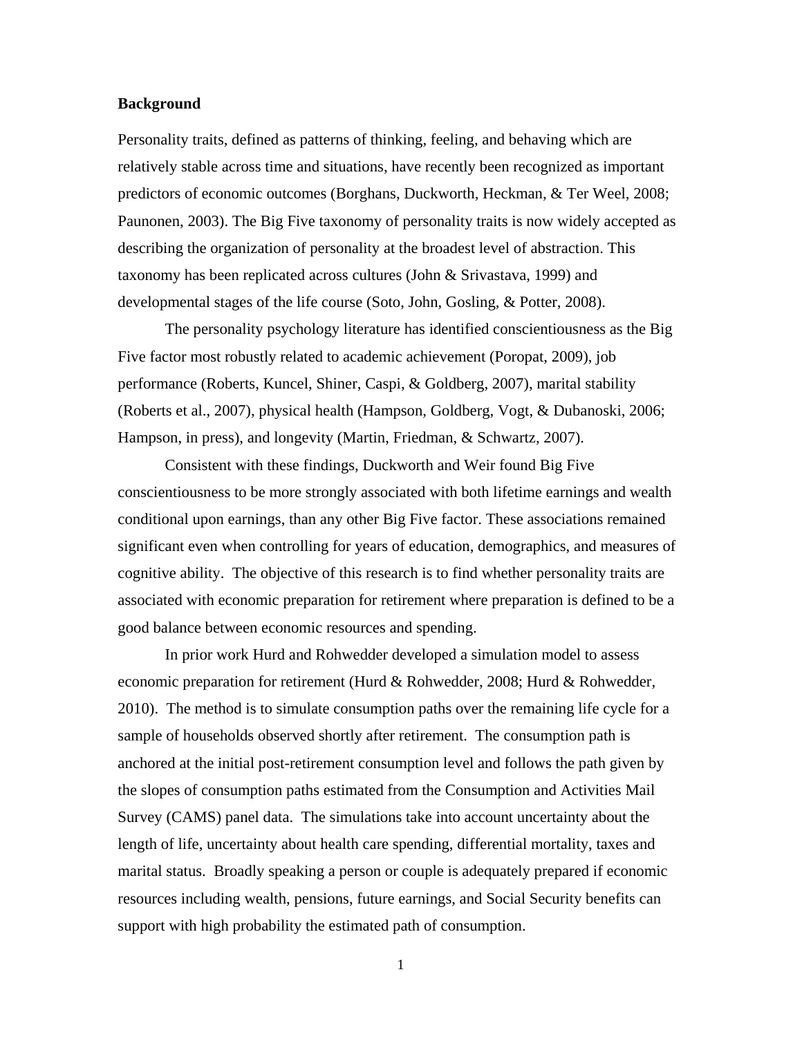**Background**

Personality traits, defined as patterns of thinking, feeling, and behaving which are relatively stable across time and situations, have recently been recognized as important predictors of economic outcomes (Borghans, Duckworth, Heckman, & Ter Weel, 2008; Paunonen, 2003). The Big Five taxonomy of personality traits is now widely accepted as describing the organization of personality at the broadest level of abstraction. This taxonomy has been replicated across cultures (John & Srivastava, 1999) and developmental stages of the life course (Soto, John, Gosling, & Potter, 2008).

The personality psychology literature has identified conscientiousness as the Big Five factor most robustly related to academic achievement (Poropat, 2009), job performance (Roberts, Kuncel, Shiner, Caspi, & Goldberg, 2007), marital stability (Roberts et al., 2007), physical health (Hampson, Goldberg, Vogt, & Dubanoski, 2006; Hampson, in press), and longevity (Martin, Friedman, & Schwartz, 2007).

Consistent with these findings, Duckworth and Weir found Big Five conscientiousness to be more strongly associated with both lifetime earnings and wealth conditional upon earnings, than any other Big Five factor. These associations remained significant even when controlling for years of education, demographics, and measures of cognitive ability. The objective of this research is to find whether personality traits are associated with economic preparation for retirement where preparation is defined to be a good balance between economic resources and spending.

In prior work Hurd and Rohwedder developed a simulation model to assess economic preparation for retirement (Hurd & Rohwedder, 2008; Hurd & Rohwedder, 2010). The method is to simulate consumption paths over the remaining life cycle for a sample of households observed shortly after retirement. The consumption path is anchored at the initial post-retirement consumption level and follows the path given by the slopes of consumption paths estimated from the Consumption and Activities Mail Survey (CAMS) panel data. The simulations take into account uncertainty about the length of life, uncertainty about health care spending, differential mortality, taxes and marital status. Broadly speaking a person or couple is adequately prepared if economic resources including wealth, pensions, future earnings, and Social Security benefits can support with high probability the estimated path of consumption.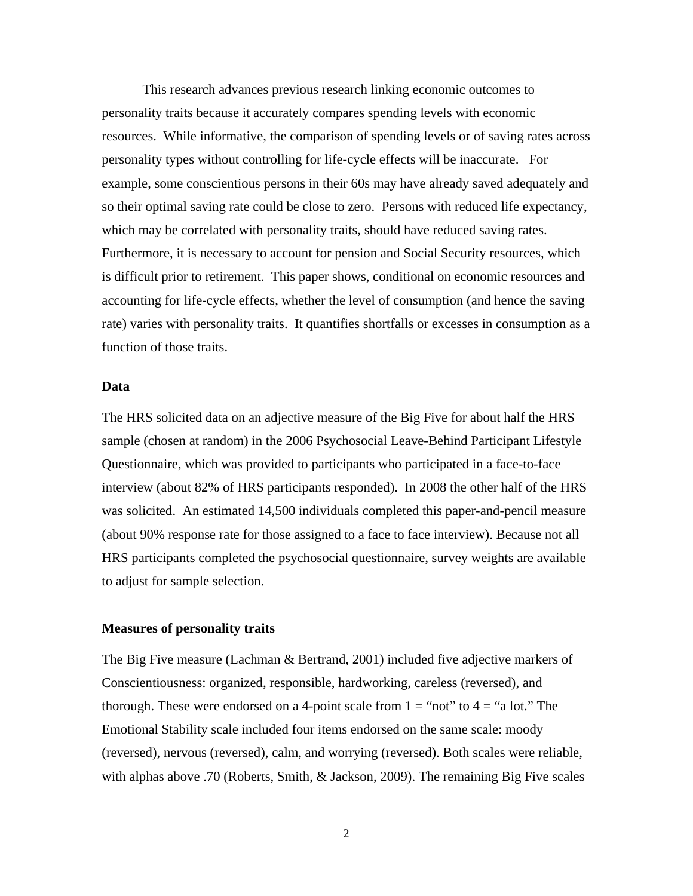This research advances previous research linking economic outcomes to personality traits because it accurately compares spending levels with economic resources. While informative, the comparison of spending levels or of saving rates across personality types without controlling for life-cycle effects will be inaccurate. For example, some conscientious persons in their 60s may have already saved adequately and so their optimal saving rate could be close to zero. Persons with reduced life expectancy, which may be correlated with personality traits, should have reduced saving rates. Furthermore, it is necessary to account for pension and Social Security resources, which is difficult prior to retirement. This paper shows, conditional on economic resources and accounting for life-cycle effects, whether the level of consumption (and hence the saving rate) varies with personality traits. It quantifies shortfalls or excesses in consumption as a function of those traits.

**Data**

The HRS solicited data on an adjective measure of the Big Five for about half the HRS sample (chosen at random) in the 2006 Psychosocial Leave-Behind Participant Lifestyle Questionnaire, which was provided to participants who participated in a face-to-face interview (about 82% of HRS participants responded). In 2008 the other half of the HRS was solicited. An estimated 14,500 individuals completed this paper-and-pencil measure (about 90% response rate for those assigned to a face to face interview). Because not all HRS participants completed the psychosocial questionnaire, survey weights are available to adjust for sample selection.

**Measures of personality traits**

The Big Five measure (Lachman & Bertrand, 2001) included five adjective markers of Conscientiousness: organized, responsible, hardworking, careless (reversed), and thorough. These were endorsed on a 4-point scale from 1 = "not" to 4 = "a lot." The Emotional Stability scale included four items endorsed on the same scale: moody (reversed), nervous (reversed), calm, and worrying (reversed). Both scales were reliable, with alphas above .70 (Roberts, Smith, & Jackson, 2009). The remaining Big Five scales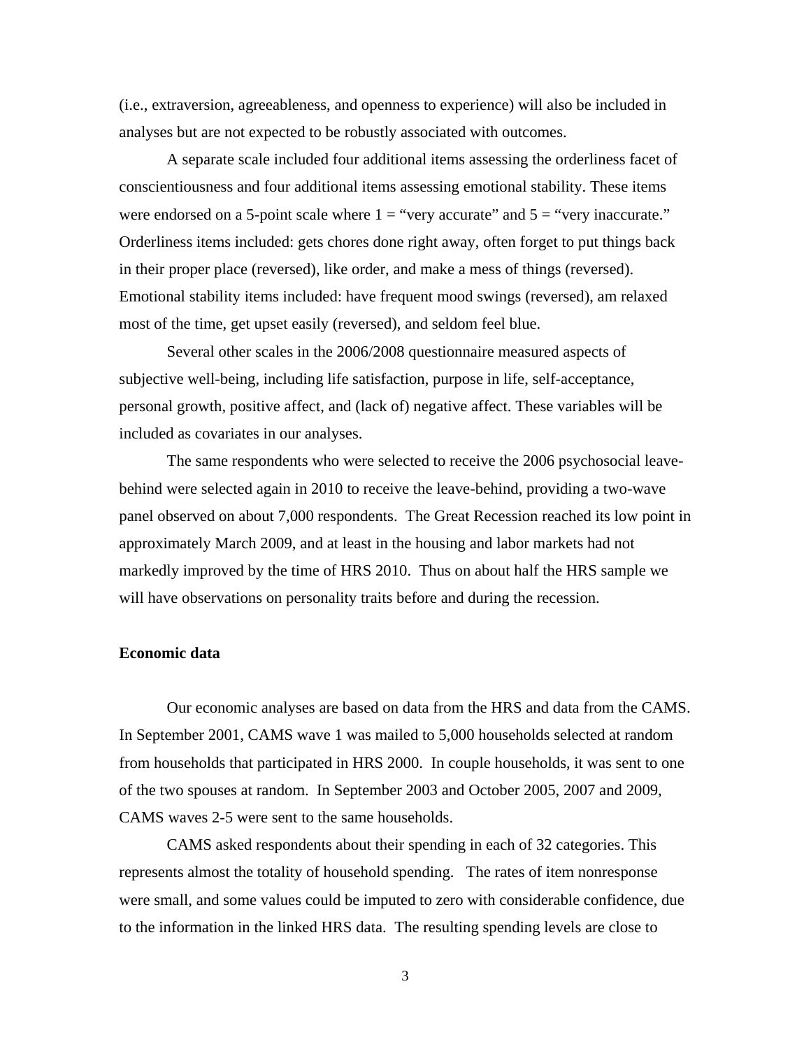(i.e., extraversion, agreeableness, and openness to experience) will also be included in analyses but are not expected to be robustly associated with outcomes.

A separate scale included four additional items assessing the orderliness facet of conscientiousness and four additional items assessing emotional stability. These items were endorsed on a 5-point scale where 1 = "very accurate" and 5 = "very inaccurate." Orderliness items included: gets chores done right away, often forget to put things back in their proper place (reversed), like order, and make a mess of things (reversed). Emotional stability items included: have frequent mood swings (reversed), am relaxed most of the time, get upset easily (reversed), and seldom feel blue.

Several other scales in the 2006/2008 questionnaire measured aspects of subjective well-being, including life satisfaction, purpose in life, self-acceptance, personal growth, positive affect, and (lack of) negative affect. These variables will be included as covariates in our analyses.

The same respondents who were selected to receive the 2006 psychosocial leave-behind were selected again in 2010 to receive the leave-behind, providing a two-wave panel observed on about 7,000 respondents. The Great Recession reached its low point in approximately March 2009, and at least in the housing and labor markets had not markedly improved by the time of HRS 2010. Thus on about half the HRS sample we will have observations on personality traits before and during the recession.

**Economic data**

Our economic analyses are based on data from the HRS and data from the CAMS. In September 2001, CAMS wave 1 was mailed to 5,000 households selected at random from households that participated in HRS 2000. In couple households, it was sent to one of the two spouses at random. In September 2003 and October 2005, 2007 and 2009, CAMS waves 2-5 were sent to the same households.

CAMS asked respondents about their spending in each of 32 categories. This represents almost the totality of household spending. The rates of item nonresponse were small, and some values could be imputed to zero with considerable confidence, due to the information in the linked HRS data. The resulting spending levels are close to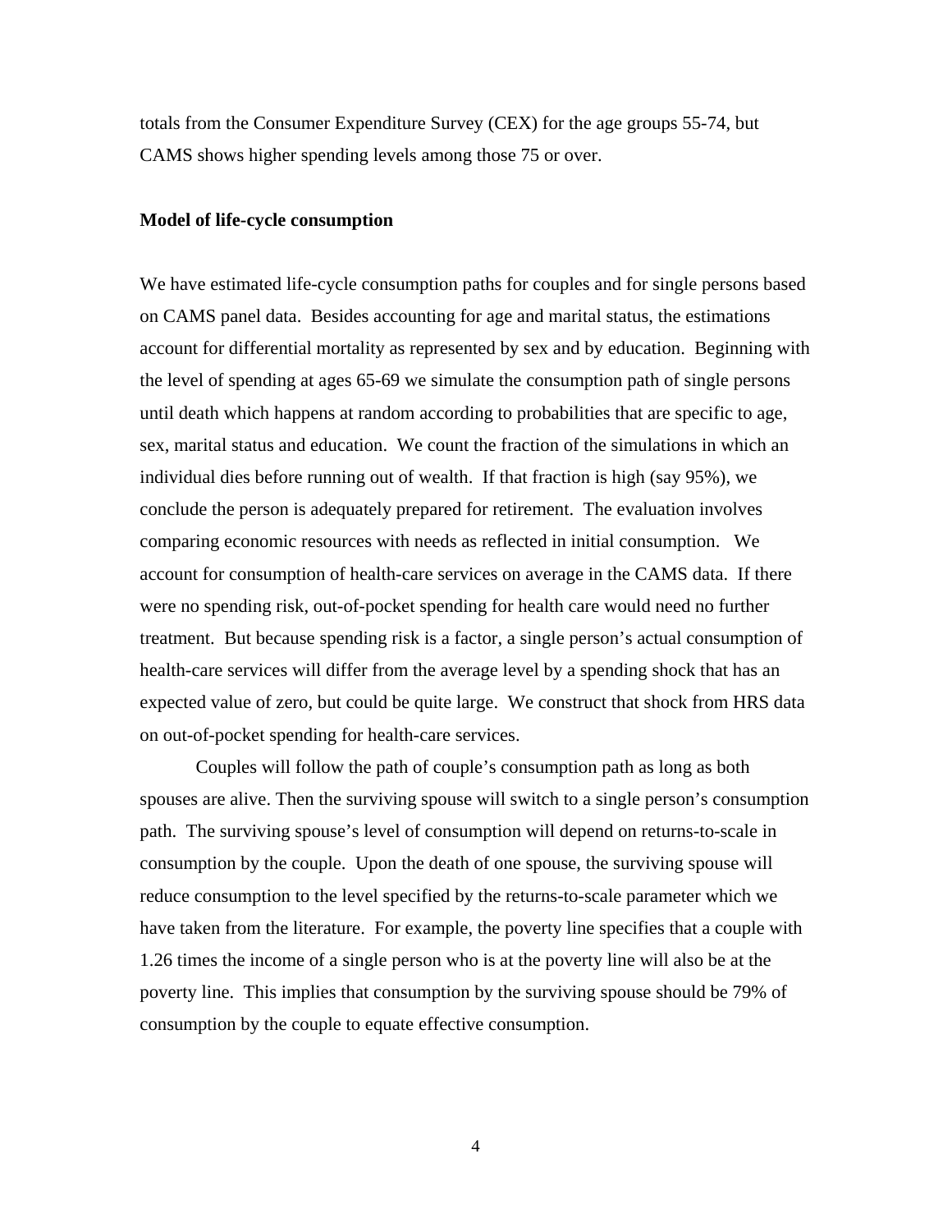totals from the Consumer Expenditure Survey (CEX) for the age groups 55-74, but CAMS shows higher spending levels among those 75 or over.

**Model of life-cycle consumption**

We have estimated life-cycle consumption paths for couples and for single persons based on CAMS panel data. Besides accounting for age and marital status, the estimations account for differential mortality as represented by sex and by education. Beginning with the level of spending at ages 65-69 we simulate the consumption path of single persons until death which happens at random according to probabilities that are specific to age, sex, marital status and education. We count the fraction of the simulations in which an individual dies before running out of wealth. If that fraction is high (say 95%), we conclude the person is adequately prepared for retirement. The evaluation involves comparing economic resources with needs as reflected in initial consumption. We account for consumption of health-care services on average in the CAMS data. If there were no spending risk, out-of-pocket spending for health care would need no further treatment. But because spending risk is a factor, a single person's actual consumption of health-care services will differ from the average level by a spending shock that has an expected value of zero, but could be quite large. We construct that shock from HRS data on out-of-pocket spending for health-care services.

Couples will follow the path of couple's consumption path as long as both spouses are alive. Then the surviving spouse will switch to a single person's consumption path. The surviving spouse's level of consumption will depend on returns-to-scale in consumption by the couple. Upon the death of one spouse, the surviving spouse will reduce consumption to the level specified by the returns-to-scale parameter which we have taken from the literature. For example, the poverty line specifies that a couple with 1.26 times the income of a single person who is at the poverty line will also be at the poverty line. This implies that consumption by the surviving spouse should be 79% of consumption by the couple to equate effective consumption.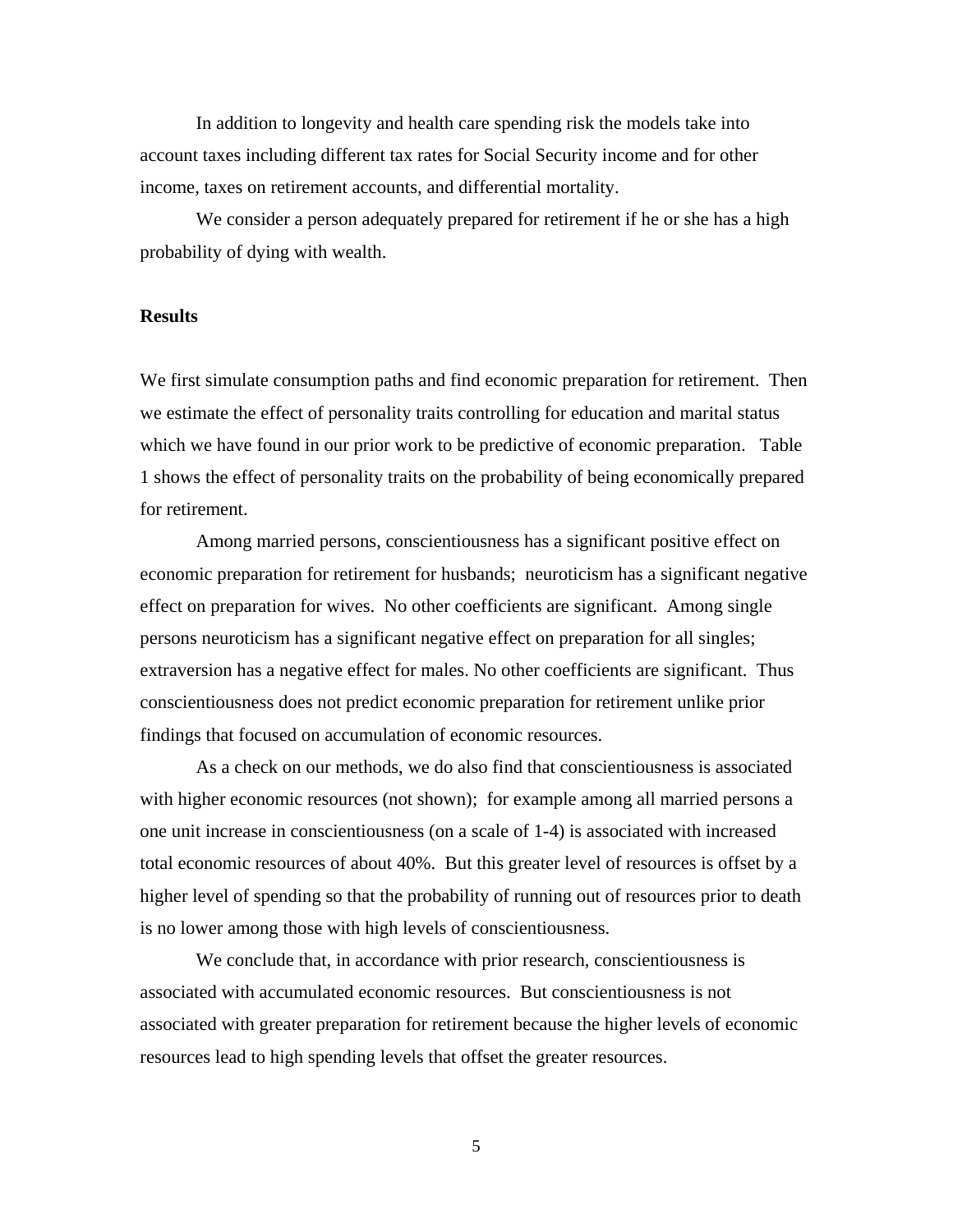In addition to longevity and health care spending risk the models take into account taxes including different tax rates for Social Security income and for other income, taxes on retirement accounts, and differential mortality.

We consider a person adequately prepared for retirement if he or she has a high probability of dying with wealth.

**Results**

We first simulate consumption paths and find economic preparation for retirement. Then we estimate the effect of personality traits controlling for education and marital status which we have found in our prior work to be predictive of economic preparation. Table 1 shows the effect of personality traits on the probability of being economically prepared for retirement.

Among married persons, conscientiousness has a significant positive effect on economic preparation for retirement for husbands; neuroticism has a significant negative effect on preparation for wives. No other coefficients are significant. Among single persons neuroticism has a significant negative effect on preparation for all singles; extraversion has a negative effect for males. No other coefficients are significant. Thus conscientiousness does not predict economic preparation for retirement unlike prior findings that focused on accumulation of economic resources.

As a check on our methods, we do also find that conscientiousness is associated with higher economic resources (not shown); for example among all married persons a one unit increase in conscientiousness (on a scale of 1-4) is associated with increased total economic resources of about 40%. But this greater level of resources is offset by a higher level of spending so that the probability of running out of resources prior to death is no lower among those with high levels of conscientiousness.

We conclude that, in accordance with prior research, conscientiousness is associated with accumulated economic resources. But conscientiousness is not associated with greater preparation for retirement because the higher levels of economic resources lead to high spending levels that offset the greater resources.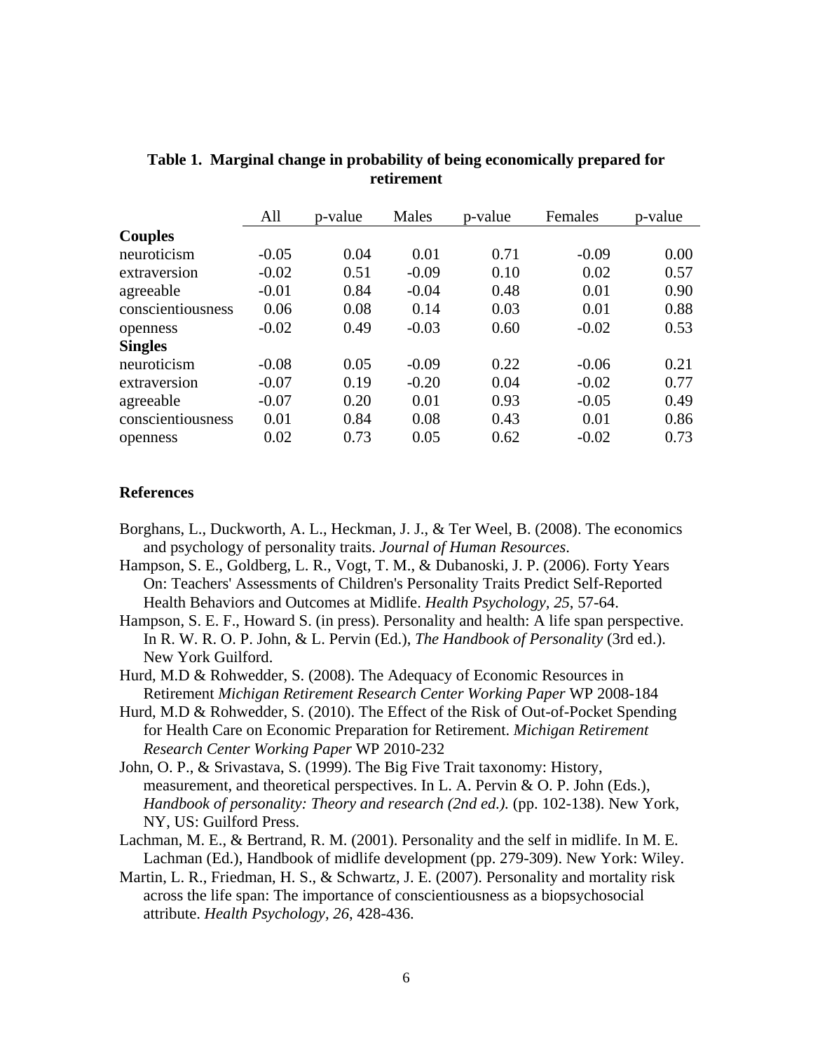**Table 1. Marginal change in probability of being economically prepared for retirement**

| | All | p-value | Males | p-value | Females | p-value |
|---|---|---|---|---|---|---|
| **Couples** | | | | | | |
| neuroticism | -0.05 | 0.04 | 0.01 | 0.71 | -0.09 | 0.00 |
| extraversion | -0.02 | 0.51 | -0.09 | 0.10 | 0.02 | 0.57 |
| agreeable | -0.01 | 0.84 | -0.04 | 0.48 | 0.01 | 0.90 |
| conscientiousness | 0.06 | 0.08 | 0.14 | 0.03 | 0.01 | 0.88 |
| openness | -0.02 | 0.49 | -0.03 | 0.60 | -0.02 | 0.53 |
| **Singles** | | | | | | |
| neuroticism | -0.08 | 0.05 | -0.09 | 0.22 | -0.06 | 0.21 |
| extraversion | -0.07 | 0.19 | -0.20 | 0.04 | -0.02 | 0.77 |
| agreeable | -0.07 | 0.20 | 0.01 | 0.93 | -0.05 | 0.49 |
| conscientiousness | 0.01 | 0.84 | 0.08 | 0.43 | 0.01 | 0.86 |
| openness | 0.02 | 0.73 | 0.05 | 0.62 | -0.02 | 0.73 |

**References**

Borghans, L., Duckworth, A. L., Heckman, J. J., & Ter Weel, B. (2008). The economics and psychology of personality traits. *Journal of Human Resources*.

Hampson, S. E., Goldberg, L. R., Vogt, T. M., & Dubanoski, J. P. (2006). Forty Years On: Teachers' Assessments of Children's Personality Traits Predict Self-Reported Health Behaviors and Outcomes at Midlife. *Health Psychology, 25*, 57-64.

Hampson, S. E. F., Howard S. (in press). Personality and health: A life span perspective. In R. W. R. O. P. John, & L. Pervin (Ed.), *The Handbook of Personality* (3rd ed.). New York Guilford.

Hurd, M.D & Rohwedder, S. (2008). The Adequacy of Economic Resources in Retirement *Michigan Retirement Research Center Working Paper* WP 2008-184

Hurd, M.D & Rohwedder, S. (2010). The Effect of the Risk of Out-of-Pocket Spending for Health Care on Economic Preparation for Retirement. *Michigan Retirement Research Center Working Paper* WP 2010-232

John, O. P., & Srivastava, S. (1999). The Big Five Trait taxonomy: History, measurement, and theoretical perspectives. In L. A. Pervin & O. P. John (Eds.), *Handbook of personality: Theory and research (2nd ed.).* (pp. 102-138). New York, NY, US: Guilford Press.

Lachman, M. E., & Bertrand, R. M. (2001). Personality and the self in midlife. In M. E. Lachman (Ed.), Handbook of midlife development (pp. 279-309). New York: Wiley.

Martin, L. R., Friedman, H. S., & Schwartz, J. E. (2007). Personality and mortality risk across the life span: The importance of conscientiousness as a biopsychosocial attribute. *Health Psychology, 26*, 428-436.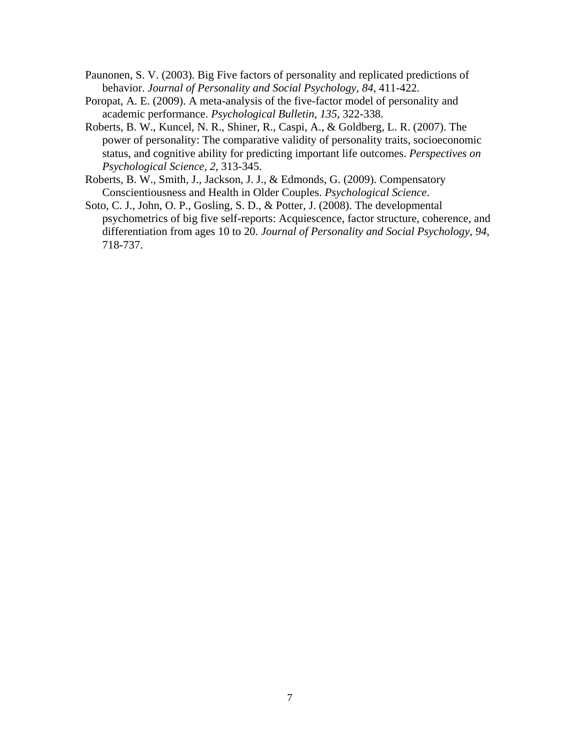Paunonen, S. V. (2003). Big Five factors of personality and replicated predictions of behavior. *Journal of Personality and Social Psychology, 84*, 411-422.

Poropat, A. E. (2009). A meta-analysis of the five-factor model of personality and academic performance. *Psychological Bulletin, 135*, 322-338.

Roberts, B. W., Kuncel, N. R., Shiner, R., Caspi, A., & Goldberg, L. R. (2007). The power of personality: The comparative validity of personality traits, socioeconomic status, and cognitive ability for predicting important life outcomes. *Perspectives on Psychological Science, 2*, 313-345.

Roberts, B. W., Smith, J., Jackson, J. J., & Edmonds, G. (2009). Compensatory Conscientiousness and Health in Older Couples. *Psychological Science*.

Soto, C. J., John, O. P., Gosling, S. D., & Potter, J. (2008). The developmental psychometrics of big five self-reports: Acquiescence, factor structure, coherence, and differentiation from ages 10 to 20. *Journal of Personality and Social Psychology, 94*, 718-737.